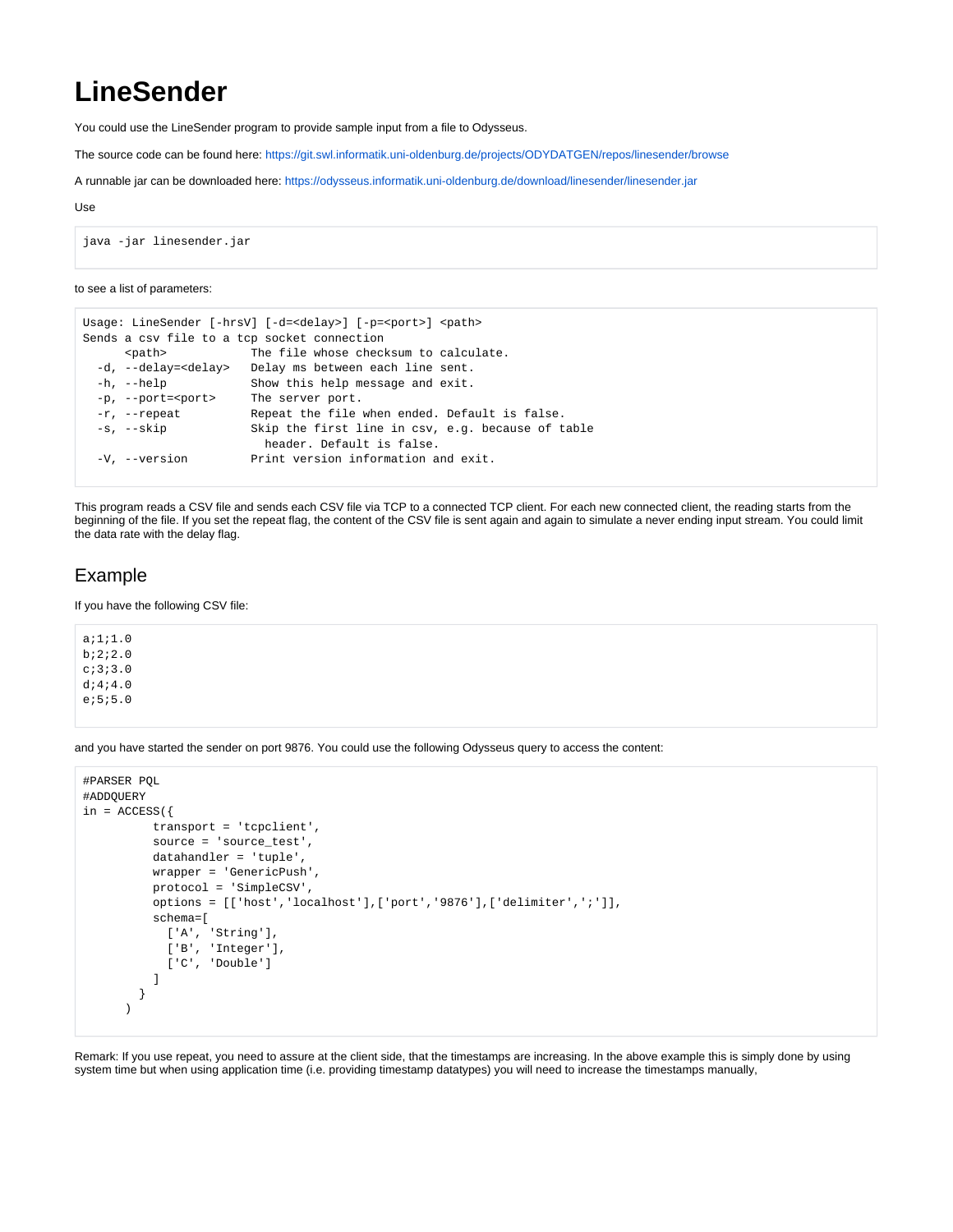# LineSender

You could use the LineSender program to provide sample input from a file to Odysseus.

The source code can be found here: https://git.swl.informatik.uni-oldenburg.de/projects/ODYDATGEN/repos/linesender/browse

A runnable jar can be downloaded here: https://odysseus.informatik.uni-oldenburg.de/download/linesender/linesender.jar

Use

```
java -jar linesender.jar
```

to see a list of parameters:

```
Usage: LineSender [-hrsV] [-d=<delay>] [-p=<port>] <path>
Sends a csv file to a tcp socket connection
      <path>            The file whose checksum to calculate.
  -d, --delay=<delay>   Delay ms between each line sent.
  -h, --help            Show this help message and exit.
  -p, --port=<port>     The server port.
  -r, --repeat          Repeat the file when ended. Default is false.
  -s, --skip            Skip the first line in csv, e.g. because of table
                          header. Default is false.
  -V, --version         Print version information and exit.
```

This program reads a CSV file and sends each CSV file via TCP to a connected TCP client. For each new connected client, the reading starts from the beginning of the file. If you set the repeat flag, the content of the CSV file is sent again and again to simulate a never ending input stream. You could limit the data rate with the delay flag.

## Example

If you have the following CSV file:

```
a;1;1.0
b;2;2.0
c;3;3.0
d;4;4.0
e;5;5.0
```

and you have started the sender on port 9876. You could use the following Odysseus query to access the content:

```
#PARSER PQL
#ADDQUERY
in = ACCESS({
          transport = 'tcpclient',
          source = 'source_test',
          datahandler = 'tuple',
          wrapper = 'GenericPush',
          protocol = 'SimpleCSV',
          options = [['host','localhost'],['port','9876'],['delimiter',';']],
          schema=[
            ['A', 'String'],
            ['B', 'Integer'],
            ['C', 'Double']
          ]
        }
      )
```

Remark: If you use repeat, you need to assure at the client side, that the timestamps are increasing. In the above example this is simply done by using system time but when using application time (i.e. providing timestamp datatypes) you will need to increase the timestamps manually,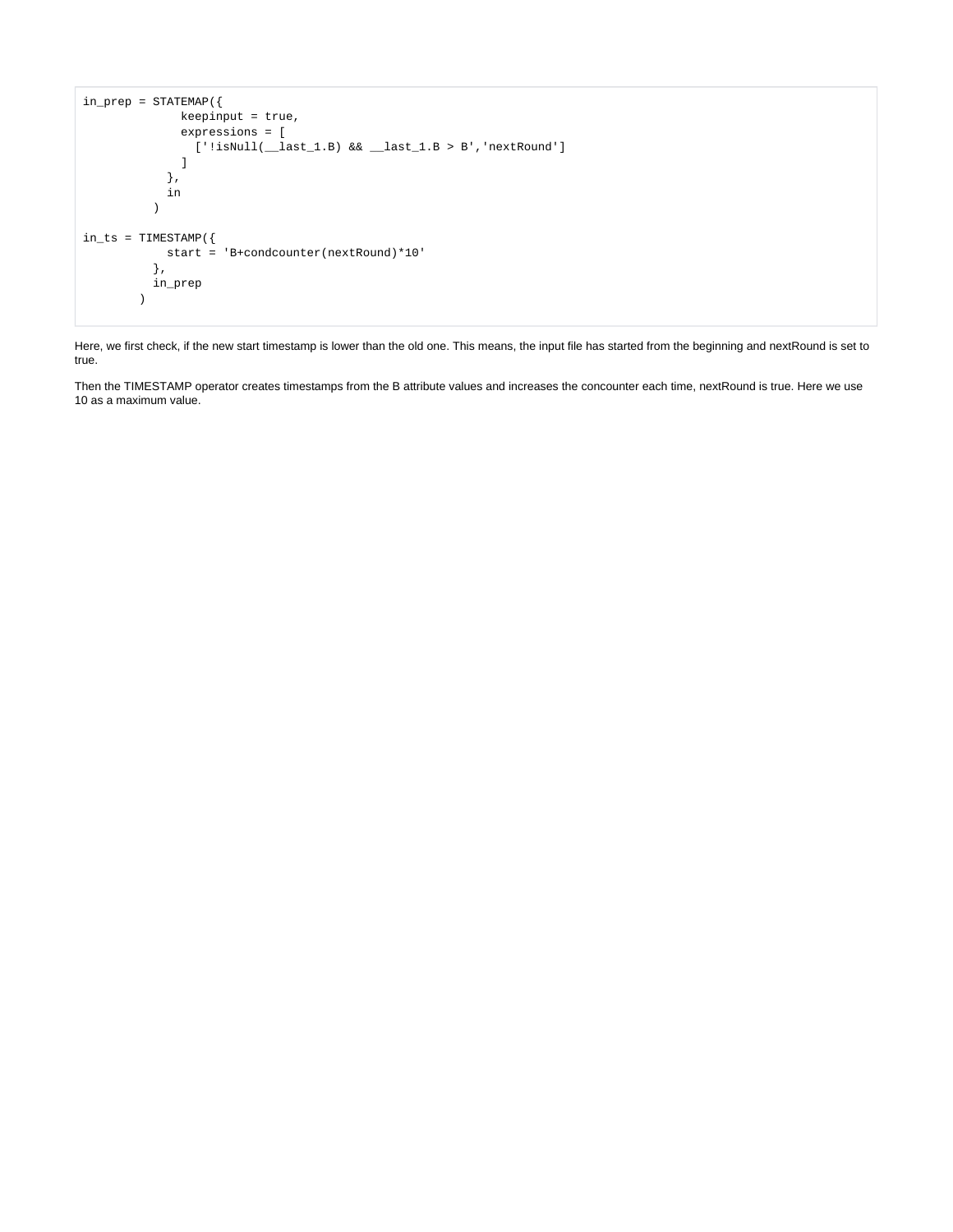```
in_prep = STATEMAP({
              keepinput = true,
              expressions = [
                ['!isNull(__last_1.B) && __last_1.B > B','nextRound']
              ]
            },
            in
          )

in_ts = TIMESTAMP({
            start = 'B+condcounter(nextRound)*10'
          },
          in_prep
        )
```

Here, we first check, if the new start timestamp is lower than the old one. This means, the input file has started from the beginning and nextRound is set to true.

Then the TIMESTAMP operator creates timestamps from the B attribute values and increases the concounter each time, nextRound is true. Here we use 10 as a maximum value.